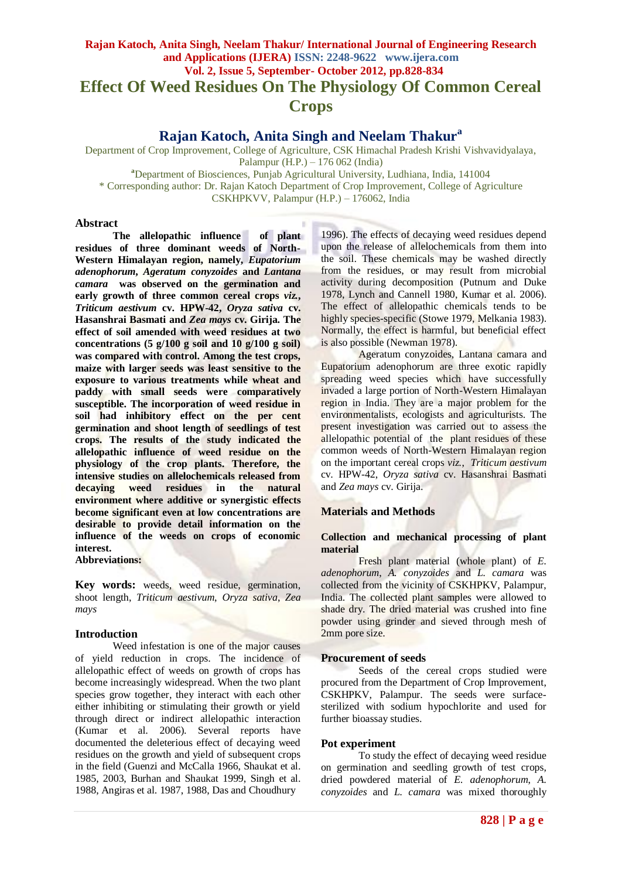# Effect Of Weed Residues On The Physiology Of Common Cereal Crops

## Rajan Katoch, Anita Singh and Neelam Thakur[a]

Department of Crop Improvement, College of Agriculture, CSK Himachal Pradesh Krishi Vishvavidyalaya, Palampur (H.P.) – 176 062 (India)

[a]Department of Biosciences, Punjab Agricultural University, Ludhiana, India, 141004

\* Corresponding author: Dr. Rajan Katoch Department of Crop Improvement, College of Agriculture CSKHPKVV, Palampur (H.P.) – 176062, India

## Abstract

**The allelopathic influence of plant residues of three dominant weeds of North-Western Himalayan region, namely, *Eupatorium adenophorum*, *Ageratum conyzoides* and *Lantana camara* was observed on the germination and early growth of three common cereal crops *viz.*, *Triticum aestivum* cv. HPW-42, *Oryza sativa* cv. Hasanshrai Basmati and *Zea mays* cv. Girija. The effect of soil amended with weed residues at two concentrations (5 g/100 g soil and 10 g/100 g soil) was compared with control. Among the test crops, maize with larger seeds was least sensitive to the exposure to various treatments while wheat and paddy with small seeds were comparatively susceptible. The incorporation of weed residue in soil had inhibitory effect on the per cent germination and shoot length of seedlings of test crops. The results of the study indicated the allelopathic influence of weed residue on the physiology of the crop plants. Therefore, the intensive studies on allelochemicals released from decaying weed residues in the natural environment where additive or synergistic effects become significant even at low concentrations are desirable to provide detail information on the influence of the weeds on crops of economic interest.**

**Abbreviations:**

**Key words:** weeds, weed residue, germination, shoot length, *Triticum aestivum*, *Oryza sativa*, *Zea mays*

## Introduction

Weed infestation is one of the major causes of yield reduction in crops. The incidence of allelopathic effect of weeds on growth of crops has become increasingly widespread. When the two plant species grow together, they interact with each other either inhibiting or stimulating their growth or yield through direct or indirect allelopathic interaction (Kumar et al. 2006). Several reports have documented the deleterious effect of decaying weed residues on the growth and yield of subsequent crops in the field (Guenzi and McCalla 1966, Shaukat et al. 1985, 2003, Burhan and Shaukat 1999, Singh et al. 1988, Angiras et al. 1987, 1988, Das and Choudhury 1996). The effects of decaying weed residues depend upon the release of allelochemicals from them into the soil. These chemicals may be washed directly from the residues, or may result from microbial activity during decomposition (Putnum and Duke 1978, Lynch and Cannell 1980, Kumar et al. 2006). The effect of allelopathic chemicals tends to be highly species-specific (Stowe 1979, Melkania 1983). Normally, the effect is harmful, but beneficial effect is also possible (Newman 1978).

Ageratum conyzoides, Lantana camara and Eupatorium adenophorum are three exotic rapidly spreading weed species which have successfully invaded a large portion of North-Western Himalayan region in India. They are a major problem for the environmentalists, ecologists and agriculturists. The present investigation was carried out to assess the allelopathic potential of the plant residues of these common weeds of North-Western Himalayan region on the important cereal crops *viz.*, *Triticum aestivum* cv. HPW-42, *Oryza sativa* cv. Hasanshrai Basmati and *Zea mays* cv. Girija.

## Materials and Methods

### Collection and mechanical processing of plant material

Fresh plant material (whole plant) of *E. adenophorum*, *A. conyzoides* and *L. camara* was collected from the vicinity of CSKHPKV, Palampur, India. The collected plant samples were allowed to shade dry. The dried material was crushed into fine powder using grinder and sieved through mesh of 2mm pore size.

### Procurement of seeds

Seeds of the cereal crops studied were procured from the Department of Crop Improvement, CSKHPKV, Palampur. The seeds were surface-sterilized with sodium hypochlorite and used for further bioassay studies.

### Pot experiment

To study the effect of decaying weed residue on germination and seedling growth of test crops, dried powdered material of *E. adenophorum*, *A. conyzoides* and *L. camara* was mixed thoroughly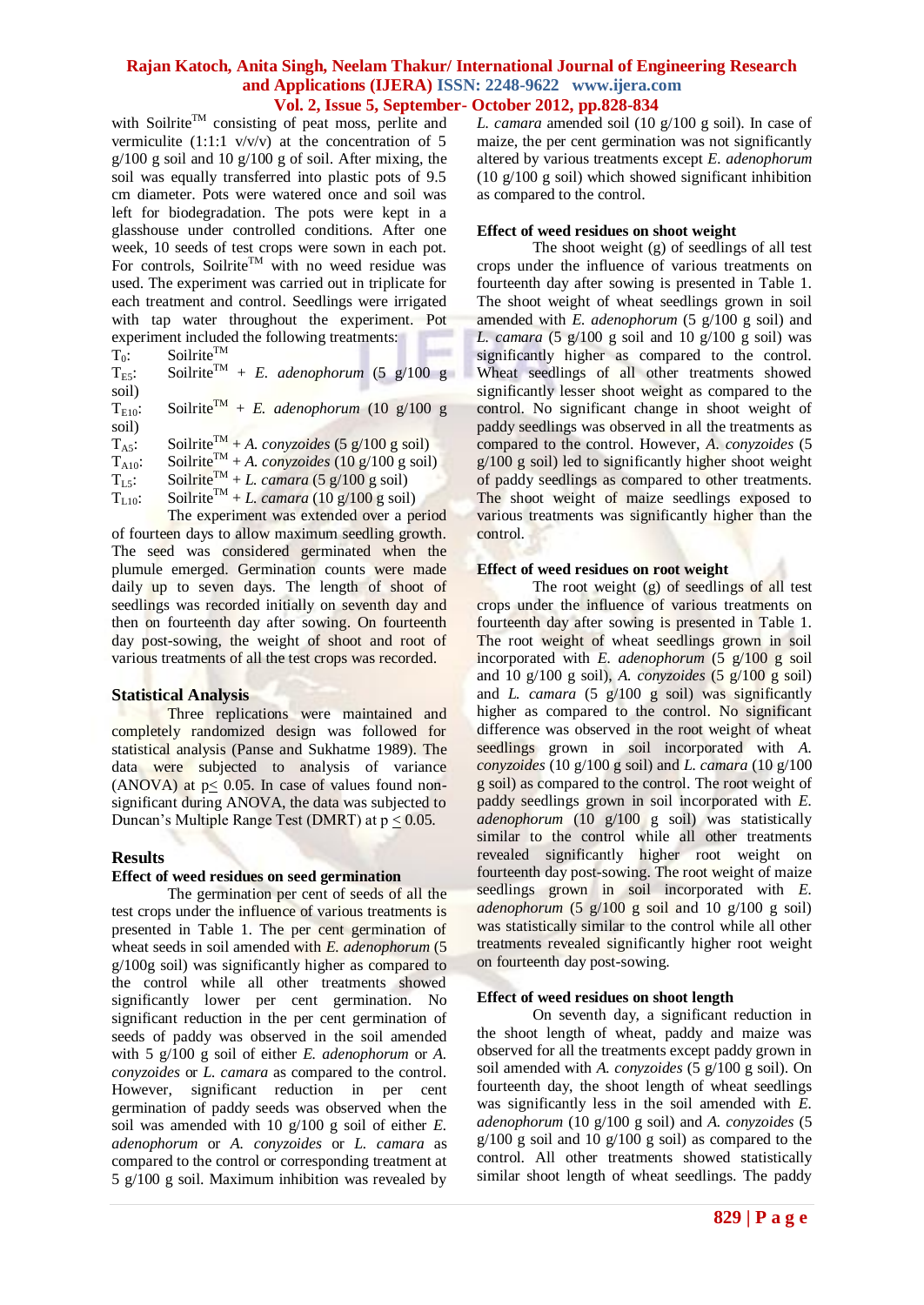with Soilrite™ consisting of peat moss, perlite and vermiculite (1:1:1 v/v/v) at the concentration of 5 g/100 g soil and 10 g/100 g of soil. After mixing, the soil was equally transferred into plastic pots of 9.5 cm diameter. Pots were watered once and soil was left for biodegradation. The pots were kept in a glasshouse under controlled conditions. After one week, 10 seeds of test crops were sown in each pot. For controls, Soilrite™ with no weed residue was used. The experiment was carried out in triplicate for each treatment and control. Seedlings were irrigated with tap water throughout the experiment. Pot experiment included the following treatments:

$T_0$: Soilrite™
$T_{E5}$: Soilrite™ + *E. adenophorum* (5 g/100 g soil)
$T_{E10}$: Soilrite™ + *E. adenophorum* (10 g/100 g soil)
$T_{A5}$: Soilrite™ + *A. conyzoides* (5 g/100 g soil)
$T_{A10}$: Soilrite™ + *A. conyzoides* (10 g/100 g soil)
$T_{L5}$: Soilrite™ + *L. camara* (5 g/100 g soil)
$T_{L10}$: Soilrite™ + *L. camara* (10 g/100 g soil)

The experiment was extended over a period of fourteen days to allow maximum seedling growth. The seed was considered germinated when the plumule emerged. Germination counts were made daily up to seven days. The length of shoot of seedlings was recorded initially on seventh day and then on fourteenth day after sowing. On fourteenth day post-sowing, the weight of shoot and root of various treatments of all the test crops was recorded.

## Statistical Analysis

Three replications were maintained and completely randomized design was followed for statistical analysis (Panse and Sukhatme 1989). The data were subjected to analysis of variance (ANOVA) at $p \leq 0.05$. In case of values found non-significant during ANOVA, the data was subjected to Duncan's Multiple Range Test (DMRT) at $p \leq 0.05$.

## Results

### Effect of weed residues on seed germination

The germination per cent of seeds of all the test crops under the influence of various treatments is presented in Table 1. The per cent germination of wheat seeds in soil amended with *E. adenophorum* (5 g/100g soil) was significantly higher as compared to the control while all other treatments showed significantly lower per cent germination. No significant reduction in the per cent germination of seeds of paddy was observed in the soil amended with 5 g/100 g soil of either *E. adenophorum* or *A. conyzoides* or *L. camara* as compared to the control. However, significant reduction in per cent germination of paddy seeds was observed when the soil was amended with 10 g/100 g soil of either *E. adenophorum* or *A. conyzoides* or *L. camara* as compared to the control or corresponding treatment at 5 g/100 g soil. Maximum inhibition was revealed by *L. camara* amended soil (10 g/100 g soil). In case of maize, the per cent germination was not significantly altered by various treatments except *E. adenophorum* (10 g/100 g soil) which showed significant inhibition as compared to the control.

### Effect of weed residues on shoot weight

The shoot weight (g) of seedlings of all test crops under the influence of various treatments on fourteenth day after sowing is presented in Table 1. The shoot weight of wheat seedlings grown in soil amended with *E. adenophorum* (5 g/100 g soil) and *L. camara* (5 g/100 g soil and 10 g/100 g soil) was significantly higher as compared to the control. Wheat seedlings of all other treatments showed significantly lesser shoot weight as compared to the control. No significant change in shoot weight of paddy seedlings was observed in all the treatments as compared to the control. However, *A. conyzoides* (5 g/100 g soil) led to significantly higher shoot weight of paddy seedlings as compared to other treatments. The shoot weight of maize seedlings exposed to various treatments was significantly higher than the control.

### Effect of weed residues on root weight

The root weight (g) of seedlings of all test crops under the influence of various treatments on fourteenth day after sowing is presented in Table 1. The root weight of wheat seedlings grown in soil incorporated with *E. adenophorum* (5 g/100 g soil and 10 g/100 g soil), *A. conyzoides* (5 g/100 g soil) and *L. camara* (5 g/100 g soil) was significantly higher as compared to the control. No significant difference was observed in the root weight of wheat seedlings grown in soil incorporated with *A. conyzoides* (10 g/100 g soil) and *L. camara* (10 g/100 g soil) as compared to the control. The root weight of paddy seedlings grown in soil incorporated with *E. adenophorum* (10 g/100 g soil) was statistically similar to the control while all other treatments revealed significantly higher root weight on fourteenth day post-sowing. The root weight of maize seedlings grown in soil incorporated with *E. adenophorum* (5 g/100 g soil and 10 g/100 g soil) was statistically similar to the control while all other treatments revealed significantly higher root weight on fourteenth day post-sowing.

### Effect of weed residues on shoot length

On seventh day, a significant reduction in the shoot length of wheat, paddy and maize was observed for all the treatments except paddy grown in soil amended with *A. conyzoides* (5 g/100 g soil). On fourteenth day, the shoot length of wheat seedlings was significantly less in the soil amended with *E. adenophorum* (10 g/100 g soil) and *A. conyzoides* (5 g/100 g soil and 10 g/100 g soil) as compared to the control. All other treatments showed statistically similar shoot length of wheat seedlings. The paddy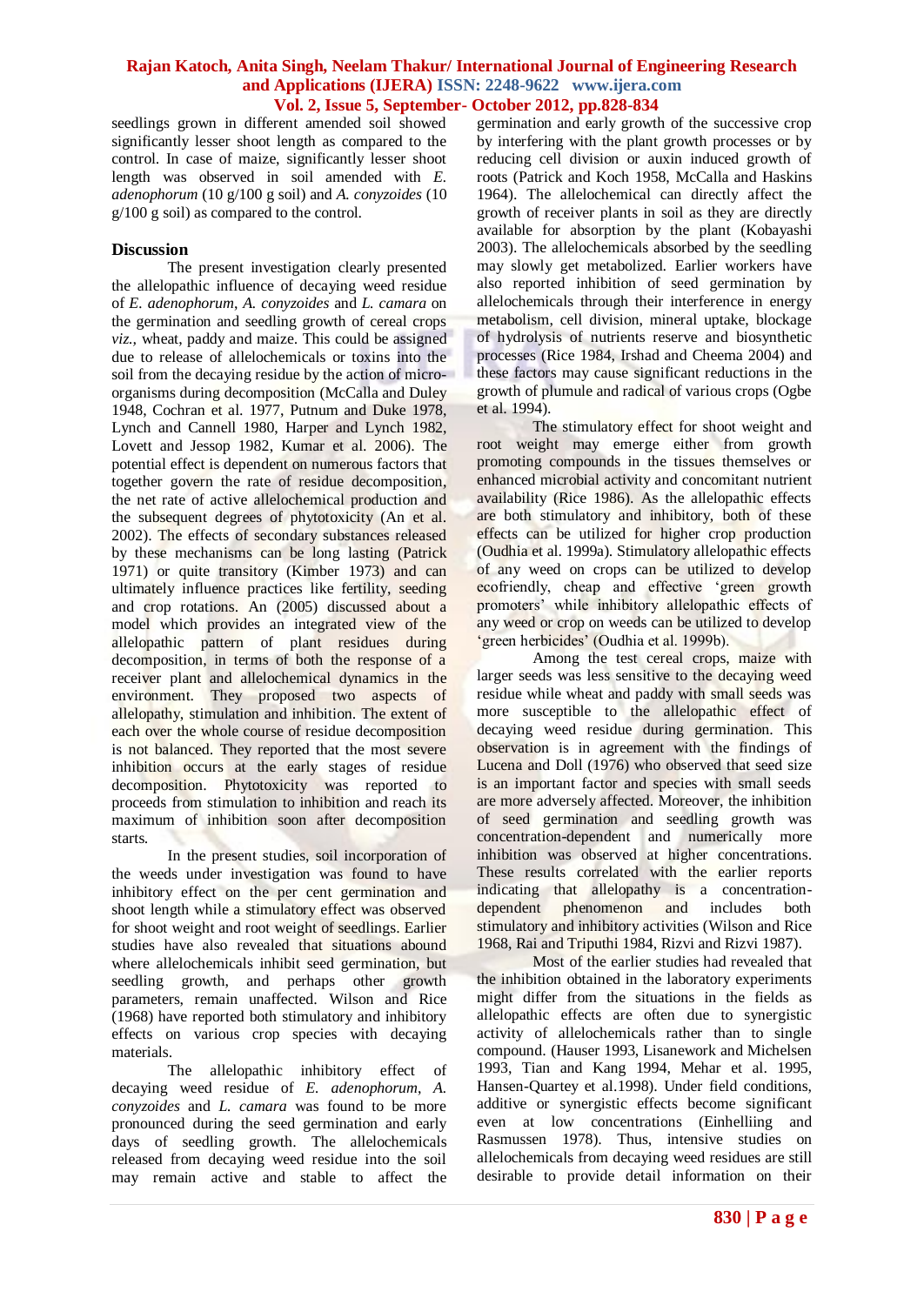seedlings grown in different amended soil showed significantly lesser shoot length as compared to the control. In case of maize, significantly lesser shoot length was observed in soil amended with *E. adenophorum* (10 g/100 g soil) and *A. conyzoides* (10 g/100 g soil) as compared to the control.

## Discussion

The present investigation clearly presented the allelopathic influence of decaying weed residue of *E. adenophorum*, *A. conyzoides* and *L. camara* on the germination and seedling growth of cereal crops *viz.,* wheat, paddy and maize. This could be assigned due to release of allelochemicals or toxins into the soil from the decaying residue by the action of micro-organisms during decomposition (McCalla and Duley 1948, Cochran et al. 1977, Putnum and Duke 1978, Lynch and Cannell 1980, Harper and Lynch 1982, Lovett and Jessop 1982, Kumar et al. 2006). The potential effect is dependent on numerous factors that together govern the rate of residue decomposition, the net rate of active allelochemical production and the subsequent degrees of phytotoxicity (An et al. 2002). The effects of secondary substances released by these mechanisms can be long lasting (Patrick 1971) or quite transitory (Kimber 1973) and can ultimately influence practices like fertility, seeding and crop rotations. An (2005) discussed about a model which provides an integrated view of the allelopathic pattern of plant residues during decomposition, in terms of both the response of a receiver plant and allelochemical dynamics in the environment. They proposed two aspects of allelopathy, stimulation and inhibition. The extent of each over the whole course of residue decomposition is not balanced. They reported that the most severe inhibition occurs at the early stages of residue decomposition. Phytotoxicity was reported to proceeds from stimulation to inhibition and reach its maximum of inhibition soon after decomposition starts.

In the present studies, soil incorporation of the weeds under investigation was found to have inhibitory effect on the per cent germination and shoot length while a stimulatory effect was observed for shoot weight and root weight of seedlings. Earlier studies have also revealed that situations abound where allelochemicals inhibit seed germination, but seedling growth, and perhaps other growth parameters, remain unaffected. Wilson and Rice (1968) have reported both stimulatory and inhibitory effects on various crop species with decaying materials.

The allelopathic inhibitory effect of decaying weed residue of *E. adenophorum*, *A. conyzoides* and *L. camara* was found to be more pronounced during the seed germination and early days of seedling growth. The allelochemicals released from decaying weed residue into the soil may remain active and stable to affect the germination and early growth of the successive crop by interfering with the plant growth processes or by reducing cell division or auxin induced growth of roots (Patrick and Koch 1958, McCalla and Haskins 1964). The allelochemical can directly affect the growth of receiver plants in soil as they are directly available for absorption by the plant (Kobayashi 2003). The allelochemicals absorbed by the seedling may slowly get metabolized. Earlier workers have also reported inhibition of seed germination by allelochemicals through their interference in energy metabolism, cell division, mineral uptake, blockage of hydrolysis of nutrients reserve and biosynthetic processes (Rice 1984, Irshad and Cheema 2004) and these factors may cause significant reductions in the growth of plumule and radical of various crops (Ogbe et al. 1994).

The stimulatory effect for shoot weight and root weight may emerge either from growth promoting compounds in the tissues themselves or enhanced microbial activity and concomitant nutrient availability (Rice 1986). As the allelopathic effects are both stimulatory and inhibitory, both of these effects can be utilized for higher crop production (Oudhia et al. 1999a). Stimulatory allelopathic effects of any weed on crops can be utilized to develop ecofriendly, cheap and effective 'green growth promoters' while inhibitory allelopathic effects of any weed or crop on weeds can be utilized to develop 'green herbicides' (Oudhia et al. 1999b).

Among the test cereal crops, maize with larger seeds was less sensitive to the decaying weed residue while wheat and paddy with small seeds was more susceptible to the allelopathic effect of decaying weed residue during germination. This observation is in agreement with the findings of Lucena and Doll (1976) who observed that seed size is an important factor and species with small seeds are more adversely affected. Moreover, the inhibition of seed germination and seedling growth was concentration-dependent and numerically more inhibition was observed at higher concentrations. These results correlated with the earlier reports indicating that allelopathy is a concentration-dependent phenomenon and includes both stimulatory and inhibitory activities (Wilson and Rice 1968, Rai and Triputhi 1984, Rizvi and Rizvi 1987).

Most of the earlier studies had revealed that the inhibition obtained in the laboratory experiments might differ from the situations in the fields as allelopathic effects are often due to synergistic activity of allelochemicals rather than to single compound. (Hauser 1993, Lisanework and Michelsen 1993, Tian and Kang 1994, Mehar et al. 1995, Hansen-Quartey et al.1998). Under field conditions, additive or synergistic effects become significant even at low concentrations (Einhelliing and Rasmussen 1978). Thus, intensive studies on allelochemicals from decaying weed residues are still desirable to provide detail information on their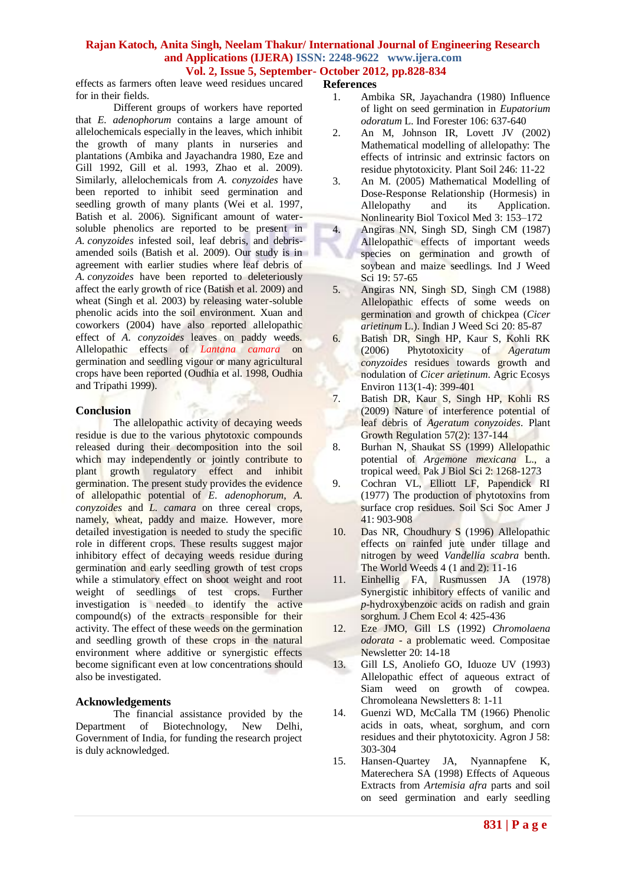effects as farmers often leave weed residues uncared for in their fields.

Different groups of workers have reported that *E. adenophorum* contains a large amount of allelochemicals especially in the leaves, which inhibit the growth of many plants in nurseries and plantations (Ambika and Jayachandra 1980, Eze and Gill 1992, Gill et al. 1993, Zhao et al. 2009). Similarly, allelochemicals from *A. conyzoides* have been reported to inhibit seed germination and seedling growth of many plants (Wei et al. 1997, Batish et al. 2006). Significant amount of water-soluble phenolics are reported to be present in *A. conyzoides* infested soil, leaf debris, and debris-amended soils (Batish et al. 2009). Our study is in agreement with earlier studies where leaf debris of *A. conyzoides* have been reported to deleteriously affect the early growth of rice (Batish et al. 2009) and wheat (Singh et al. 2003) by releasing water-soluble phenolic acids into the soil environment. Xuan and coworkers (2004) have also reported allelopathic effect of *A. conyzoides* leaves on paddy weeds. Allelopathic effects of *Lantana camara* on germination and seedling vigour or many agricultural crops have been reported (Oudhia et al. 1998, Oudhia and Tripathi 1999).

## Conclusion

The allelopathic activity of decaying weeds residue is due to the various phytotoxic compounds released during their decomposition into the soil which may independently or jointly contribute to plant growth regulatory effect and inhibit germination. The present study provides the evidence of allelopathic potential of *E. adenophorum*, *A. conyzoides* and *L. camara* on three cereal crops, namely, wheat, paddy and maize. However, more detailed investigation is needed to study the specific role in different crops. These results suggest major inhibitory effect of decaying weeds residue during germination and early seedling growth of test crops while a stimulatory effect on shoot weight and root weight of seedlings of test crops. Further investigation is needed to identify the active compound(s) of the extracts responsible for their activity. The effect of these weeds on the germination and seedling growth of these crops in the natural environment where additive or synergistic effects become significant even at low concentrations should also be investigated.

## Acknowledgements

The financial assistance provided by the Department of Biotechnology, New Delhi, Government of India, for funding the research project is duly acknowledged.

## References

1. Ambika SR, Jayachandra (1980) Influence of light on seed germination in *Eupatorium odoratum* L. Ind Forester 106: 637-640
2. An M, Johnson IR, Lovett JV (2002) Mathematical modelling of allelopathy: The effects of intrinsic and extrinsic factors on residue phytotoxicity. Plant Soil 246: 11-22
3. An M. (2005) Mathematical Modelling of Dose-Response Relationship (Hormesis) in Allelopathy and its Application. Nonlinearity Biol Toxicol Med 3: 153–172
4. Angiras NN, Singh SD, Singh CM (1987) Allelopathic effects of important weeds species on germination and growth of soybean and maize seedlings. Ind J Weed Sci 19: 57-65
5. Angiras NN, Singh SD, Singh CM (1988) Allelopathic effects of some weeds on germination and growth of chickpea (*Cicer arietinum* L.). Indian J Weed Sci 20: 85-87
6. Batish DR, Singh HP, Kaur S, Kohli RK (2006) Phytotoxicity of *Ageratum conyzoides* residues towards growth and nodulation of *Cicer arietinum*. Agric Ecosys Environ 113(1-4): 399-401
7. Batish DR, Kaur S, Singh HP, Kohli RS (2009) Nature of interference potential of leaf debris of *Ageratum conyzoides*. Plant Growth Regulation 57(2): 137-144
8. Burhan N, Shaukat SS (1999) Allelopathic potential of *Argemone mexicana* L., a tropical weed. Pak J Biol Sci 2: 1268-1273
9. Cochran VL, Elliott LF, Papendick RI (1977) The production of phytotoxins from surface crop residues. Soil Sci Soc Amer J 41: 903-908
10. Das NR, Choudhury S (1996) Allelopathic effects on rainfed jute under tillage and nitrogen by weed *Vandellia scabra* benth. The World Weeds 4 (1 and 2): 11-16
11. Einhellig FA, Rusmussen JA (1978) Synergistic inhibitory effects of vanilic and *p*-hydroxybenzoic acids on radish and grain sorghum. J Chem Ecol 4: 425-436
12. Eze JMO, Gill LS (1992) *Chromolaena odorata* - a problematic weed. Compositae Newsletter 20: 14-18
13. Gill LS, Anoliefo GO, Iduoze UV (1993) Allelopathic effect of aqueous extract of Siam weed on growth of cowpea. Chromoleana Newsletters 8: 1-11
14. Guenzi WD, McCalla TM (1966) Phenolic acids in oats, wheat, sorghum, and corn residues and their phytotoxicity. Agron J 58: 303-304
15. Hansen-Quartey JA, Nyannapfene K, Materechera SA (1998) Effects of Aqueous Extracts from *Artemisia afra* parts and soil on seed germination and early seedling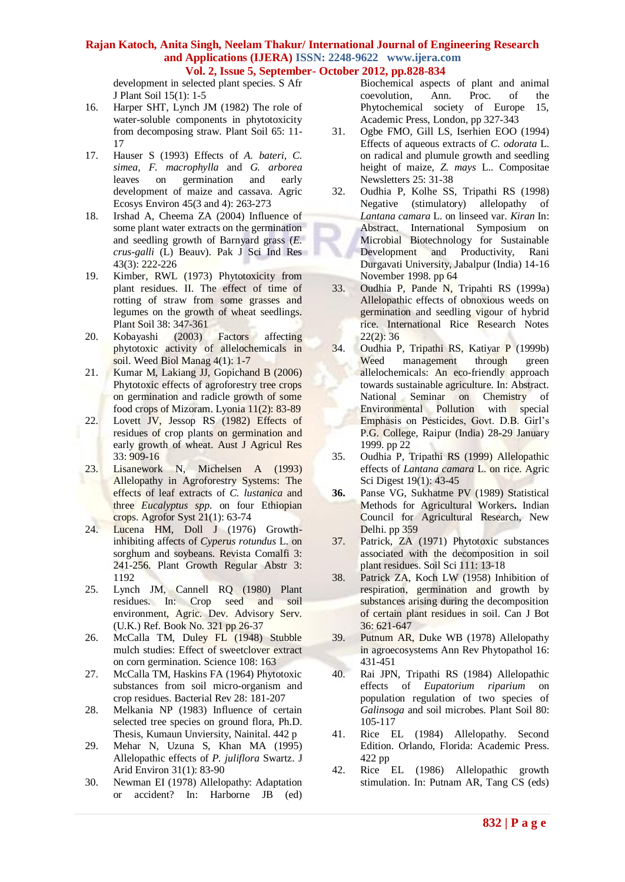development in selected plant species. S Afr J Plant Soil 15(1): 1-5

16. Harper SHT, Lynch JM (1982) The role of water-soluble components in phytotoxicity from decomposing straw. Plant Soil 65: 11-17
17. Hauser S (1993) Effects of *A. bateri, C. simea, F. macrophylla* and *G. arborea* leaves on germination and early development of maize and cassava. Agric Ecosys Environ 45(3 and 4): 263-273
18. Irshad A, Cheema ZA (2004) Influence of some plant water extracts on the germination and seedling growth of Barnyard grass (*E. crus-galli* (L) Beauv). Pak J Sci Ind Res 43(3): 222-226
19. Kimber, RWL (1973) Phytotoxicity from plant residues. II. The effect of time of rotting of straw from some grasses and legumes on the growth of wheat seedlings. Plant Soil 38: 347-361
20. Kobayashi (2003) Factors affecting phytotoxic activity of allelochemicals in soil. Weed Biol Manag 4(1): 1-7
21. Kumar M, Lakiang JJ, Gopichand B (2006) Phytotoxic effects of agroforestry tree crops on germination and radicle growth of some food crops of Mizoram. Lyonia 11(2): 83-89
22. Lovett JV, Jessop RS (1982) Effects of residues of crop plants on germination and early growth of wheat. Aust J Agricul Res 33: 909-16
23. Lisanework N, Michelsen A (1993) Allelopathy in Agroforestry Systems: The effects of leaf extracts of *C. lustanica* and three *Eucalyptus spp.* on four Ethiopian crops. Agrofor Syst 21(1): 63-74
24. Lucena HM, Doll J (1976) Growth-inhibiting affects of *Cyperus rotundus* L. on sorghum and soybeans. Revista Comalfi 3: 241-256. Plant Growth Regular Abstr 3: 1192
25. Lynch JM, Cannell RQ (1980) Plant residues. In: Crop seed and soil environment, Agric. Dev. Advisory Serv. (U.K.) Ref. Book No. 321 pp 26-37
26. McCalla TM, Duley FL (1948) Stubble mulch studies: Effect of sweetclover extract on corn germination. Science 108: 163
27. McCalla TM, Haskins FA (1964) Phytotoxic substances from soil micro-organism and crop residues. Bacterial Rev 28: 181-207
28. Melkania NP (1983) Influence of certain selected tree species on ground flora, Ph.D. Thesis, Kumaun Unviersity, Nainital. 442 p
29. Mehar N, Uzuna S, Khan MA (1995) Allelopathic effects of *P. juliflora* Swartz. J Arid Environ 31(1): 83-90
30. Newman EI (1978) Allelopathy: Adaptation or accident? In: Harborne JB (ed) Biochemical aspects of plant and animal coevolution, Ann. Proc. of the Phytochemical society of Europe 15, Academic Press, London, pp 327-343
31. Ogbe FMO, Gill LS, Iserhien EOO (1994) Effects of aqueous extracts of *C. odorata* L. on radical and plumule growth and seedling height of maize, *Z. mays* L.. Compositae Newsletters 25: 31-38
32. Oudhia P, Kolhe SS, Tripathi RS (1998) Negative (stimulatory) allelopathy of *Lantana camara* L. on linseed var. *Kiran* In: Abstract. International Symposium on Microbial Biotechnology for Sustainable Development and Productivity, Rani Durgavati University, Jabalpur (India) 14-16 November 1998. pp 64
33. Oudhia P, Pande N, Tripahti RS (1999a) Allelopathic effects of obnoxious weeds on germination and seedling vigour of hybrid rice. International Rice Research Notes 22(2): 36
34. Oudhia P, Tripathi RS, Katiyar P (1999b) Weed management through green allelochemicals: An eco-friendly approach towards sustainable agriculture. In: Abstract. National Seminar on Chemistry of Environmental Pollution with special Emphasis on Pesticides, Govt. D.B. Girl's P.G. College, Raipur (India) 28-29 January 1999. pp 22
35. Oudhia P, Tripathi RS (1999) Allelopathic effects of *Lantana camara* L. on rice. Agric Sci Digest 19(1): 43-45
36. Panse VG, Sukhatme PV (1989) Statistical Methods for Agricultural Workers**.** Indian Council for Agricultural Research, New Delhi. pp 359
37. Patrick, ZA (1971) Phytotoxic substances associated with the decomposition in soil plant residues. Soil Sci 111: 13-18
38. Patrick ZA, Koch LW (1958) Inhibition of respiration, germination and growth by substances arising during the decomposition of certain plant residues in soil. Can J Bot 36: 621-647
39. Putnum AR, Duke WB (1978) Allelopathy in agroecosystems Ann Rev Phytopathol 16: 431-451
40. Rai JPN, Tripathi RS (1984) Allelopathic effects of *Eupatorium riparium* on population regulation of two species of *Galinsoga* and soil microbes. Plant Soil 80: 105-117
41. Rice EL (1984) Allelopathy. Second Edition. Orlando, Florida: Academic Press. 422 pp
42. Rice EL (1986) Allelopathic growth stimulation. In: Putnam AR, Tang CS (eds)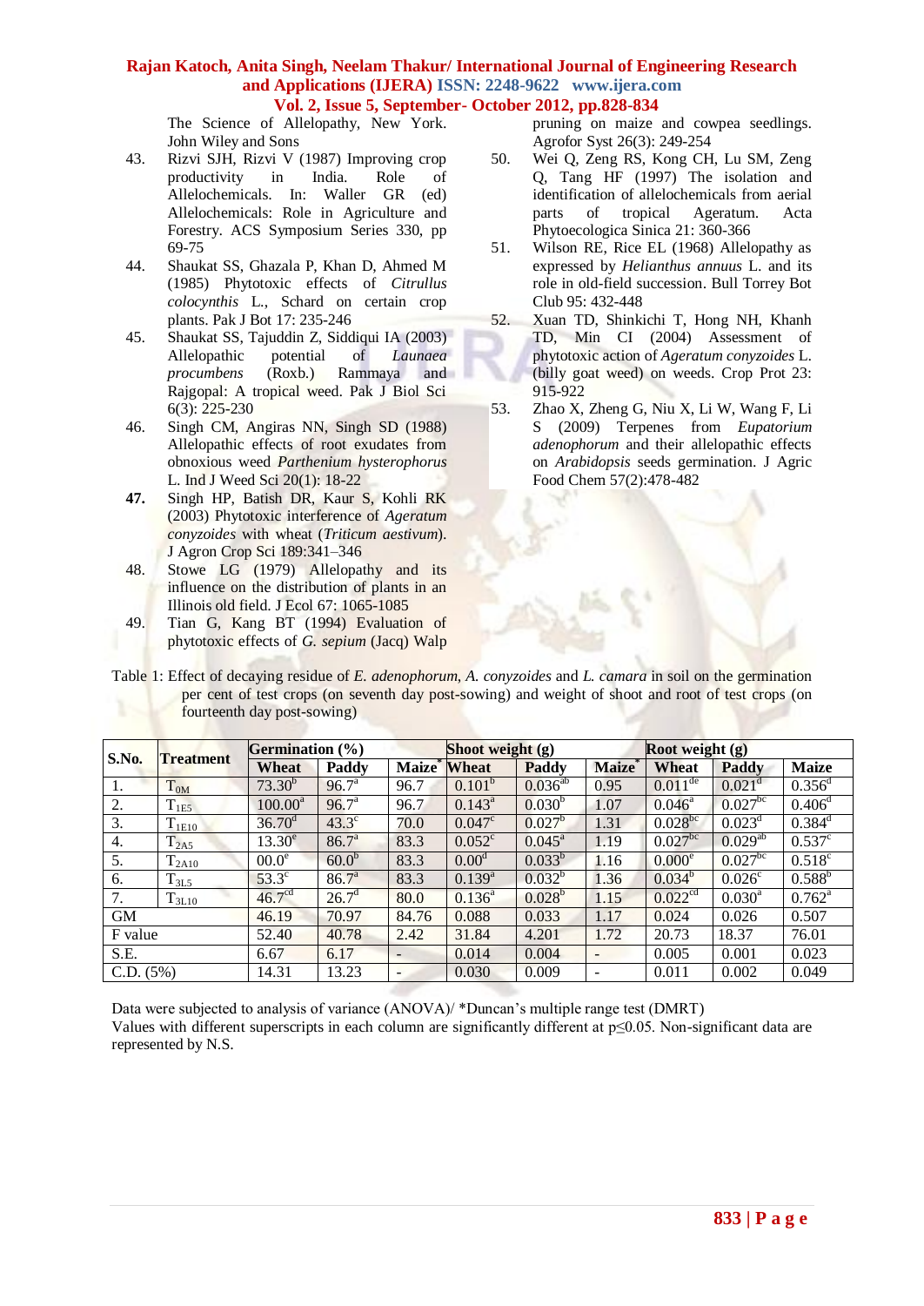The Science of Allelopathy, New York. John Wiley and Sons

43. Rizvi SJH, Rizvi V (1987) Improving crop productivity in India. Role of Allelochemicals. In: Waller GR (ed) Allelochemicals: Role in Agriculture and Forestry. ACS Symposium Series 330, pp 69-75
44. Shaukat SS, Ghazala P, Khan D, Ahmed M (1985) Phytotoxic effects of *Citrullus colocynthis* L., Schard on certain crop plants. Pak J Bot 17: 235-246
45. Shaukat SS, Tajuddin Z, Siddiqui IA (2003) Allelopathic potential of *Launaea procumbens* (Roxb.) Rammaya and Rajgopal: A tropical weed. Pak J Biol Sci 6(3): 225-230
46. Singh CM, Angiras NN, Singh SD (1988) Allelopathic effects of root exudates from obnoxious weed *Parthenium hysterophorus* L. Ind J Weed Sci 20(1): 18-22
47. Singh HP, Batish DR, Kaur S, Kohli RK (2003) Phytotoxic interference of *Ageratum conyzoides* with wheat (*Triticum aestivum*). J Agron Crop Sci 189:341–346
48. Stowe LG (1979) Allelopathy and its influence on the distribution of plants in an Illinois old field. J Ecol 67: 1065-1085
49. Tian G, Kang BT (1994) Evaluation of phytotoxic effects of *G. sepium* (Jacq) Walp pruning on maize and cowpea seedlings. Agrofor Syst 26(3): 249-254
50. Wei Q, Zeng RS, Kong CH, Lu SM, Zeng Q, Tang HF (1997) The isolation and identification of allelochemicals from aerial parts of tropical Ageratum. Acta Phytoecologica Sinica 21: 360-366
51. Wilson RE, Rice EL (1968) Allelopathy as expressed by *Helianthus annuus* L. and its role in old-field succession. Bull Torrey Bot Club 95: 432-448
52. Xuan TD, Shinkichi T, Hong NH, Khanh TD, Min CI (2004) Assessment of phytotoxic action of *Ageratum conyzoides* L. (billy goat weed) on weeds. Crop Prot 23: 915-922
53. Zhao X, Zheng G, Niu X, Li W, Wang F, Li S (2009) Terpenes from *Eupatorium adenophorum* and their allelopathic effects on *Arabidopsis* seeds germination. J Agric Food Chem 57(2):478-482

Table 1: Effect of decaying residue of *E. adenophorum*, *A. conyzoides* and *L. camara* in soil on the germination per cent of test crops (on seventh day post-sowing) and weight of shoot and root of test crops (on fourteenth day post-sowing)

| S.No. | Treatment | Germination (%) | | | Shoot weight (g) | | | Root weight (g) | | |
|---|---|---|---|---|---|---|---|---|---|---|
| | | Wheat | Paddy | Maize* | Wheat | Paddy | Maize* | Wheat | Paddy | Maize |
| 1. | $T_{0M}$ | 73.30[b] | 96.7[a] | 96.7 | 0.101[b] | 0.036[ab] | 0.95 | 0.011[de] | 0.021[d] | 0.356[d] |
| 2. | $T_{1E5}$ | 100.00[a] | 96.7[a] | 96.7 | 0.143[a] | 0.030[b] | 1.07 | 0.046[a] | 0.027[bc] | 0.406[d] |
| 3. | $T_{1E10}$ | 36.70[d] | 43.3[c] | 70.0 | 0.047[c] | 0.027[b] | 1.31 | 0.028[bc] | 0.023[d] | 0.384[d] |
| 4. | $T_{2A5}$ | 13.30[e] | 86.7[a] | 83.3 | 0.052[c] | 0.045[a] | 1.19 | 0.027[bc] | 0.029[ab] | 0.537[c] |
| 5. | $T_{2A10}$ | 00.0[e] | 60.0[b] | 83.3 | 0.00[d] | 0.033[b] | 1.16 | 0.000[e] | 0.027[bc] | 0.518[c] |
| 6. | $T_{3L5}$ | 53.3[c] | 86.7[a] | 83.3 | 0.139[a] | 0.032[b] | 1.36 | 0.034[b] | 0.026[c] | 0.588[b] |
| 7. | $T_{3L10}$ | 46.7[cd] | 26.7[d] | 80.0 | 0.136[a] | 0.028[b] | 1.15 | 0.022[cd] | 0.030[a] | 0.762[a] |
| GM | | 46.19 | 70.97 | 84.76 | 0.088 | 0.033 | 1.17 | 0.024 | 0.026 | 0.507 |
| F value | | 52.40 | 40.78 | 2.42 | 31.84 | 4.201 | 1.72 | 20.73 | 18.37 | 76.01 |
| S.E. | | 6.67 | 6.17 | - | 0.014 | 0.004 | - | 0.005 | 0.001 | 0.023 |
| C.D. (5%) | | 14.31 | 13.23 | - | 0.030 | 0.009 | - | 0.011 | 0.002 | 0.049 |

Data were subjected to analysis of variance (ANOVA)/ *Duncan's multiple range test (DMRT)
Values with different superscripts in each column are significantly different at $p \leq 0.05$. Non-significant data are represented by N.S.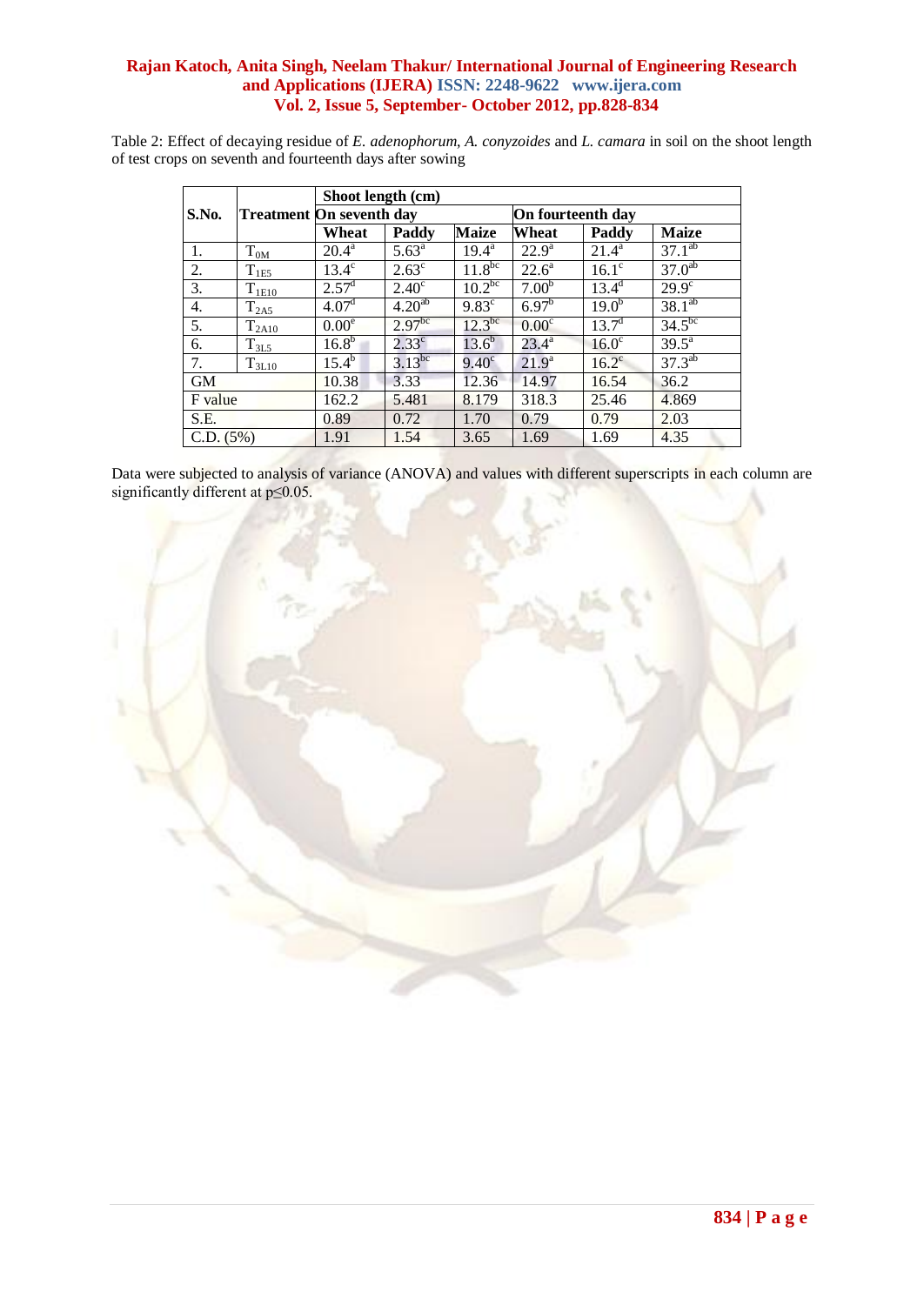Table 2: Effect of decaying residue of *E. adenophorum*, *A. conyzoides* and *L. camara* in soil on the shoot length of test crops on seventh and fourteenth days after sowing

| S.No. | Treatment | Shoot length (cm) | | | | | |
|---|---|---|---|---|---|---|---|
| | | On seventh day | | | On fourteenth day | | |
| | | Wheat | Paddy | Maize | Wheat | Paddy | Maize |
| 1. | $T_{0M}$ | $20.4^{a}$ | $5.63^{a}$ | $19.4^{a}$ | $22.9^{a}$ | $21.4^{a}$ | $37.1^{ab}$ |
| 2. | $T_{1E5}$ | $13.4^{c}$ | $2.63^{c}$ | $11.8^{bc}$ | $22.6^{a}$ | $16.1^{c}$ | $37.0^{ab}$ |
| 3. | $T_{1E10}$ | $2.57^{d}$ | $2.40^{c}$ | $10.2^{bc}$ | $7.00^{b}$ | $13.4^{d}$ | $29.9^{c}$ |
| 4. | $T_{2A5}$ | $4.07^{d}$ | $4.20^{ab}$ | $9.83^{c}$ | $6.97^{b}$ | $19.0^{b}$ | $38.1^{ab}$ |
| 5. | $T_{2A10}$ | $0.00^{e}$ | $2.97^{bc}$ | $12.3^{bc}$ | $0.00^{c}$ | $13.7^{d}$ | $34.5^{bc}$ |
| 6. | $T_{3L5}$ | $16.8^{b}$ | $2.33^{c}$ | $13.6^{b}$ | $23.4^{a}$ | $16.0^{c}$ | $39.5^{a}$ |
| 7. | $T_{3L10}$ | $15.4^{b}$ | $3.13^{bc}$ | $9.40^{c}$ | $21.9^{a}$ | $16.2^{c}$ | $37.3^{ab}$ |
| GM | | 10.38 | 3.33 | 12.36 | 14.97 | 16.54 | 36.2 |
| F value | | 162.2 | 5.481 | 8.179 | 318.3 | 25.46 | 4.869 |
| S.E. | | 0.89 | 0.72 | 1.70 | 0.79 | 0.79 | 2.03 |
| C.D. (5%) | | 1.91 | 1.54 | 3.65 | 1.69 | 1.69 | 4.35 |

Data were subjected to analysis of variance (ANOVA) and values with different superscripts in each column are significantly different at $p \leq 0.05$.